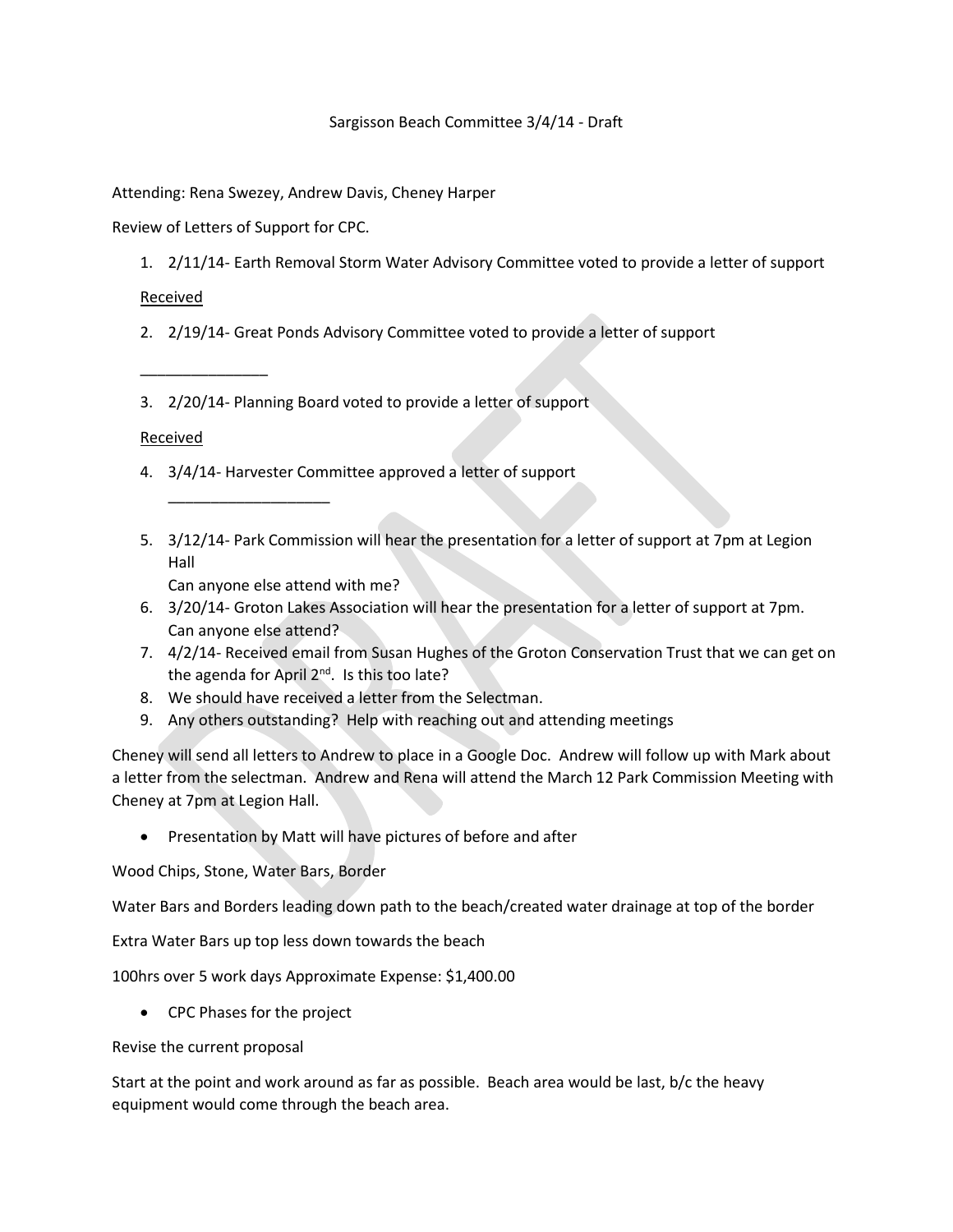Sargisson Beach Committee 3/4/14 - Draft

Attending: Rena Swezey, Andrew Davis, Cheney Harper

Review of Letters of Support for CPC.

1. 2/11/14- Earth Removal Storm Water Advisory Committee voted to provide a letter of support

   <u>Received</u>

2. 2/19/14- Great Ponds Advisory Committee voted to provide a letter of support

   _______________

3. 2/20/14- Planning Board voted to provide a letter of support

   <u>Received</u>

4. 3/4/14- Harvester Committee approved a letter of support

   ___________________

5. 3/12/14- Park Commission will hear the presentation for a letter of support at 7pm at Legion Hall

   Can anyone else attend with me?

6. 3/20/14- Groton Lakes Association will hear the presentation for a letter of support at 7pm. Can anyone else attend?
7. 4/2/14- Received email from Susan Hughes of the Groton Conservation Trust that we can get on the agenda for April 2nd. Is this too late?
8. We should have received a letter from the Selectman.
9. Any others outstanding? Help with reaching out and attending meetings

Cheney will send all letters to Andrew to place in a Google Doc. Andrew will follow up with Mark about a letter from the selectman. Andrew and Rena will attend the March 12 Park Commission Meeting with Cheney at 7pm at Legion Hall.

- Presentation by Matt will have pictures of before and after

Wood Chips, Stone, Water Bars, Border

Water Bars and Borders leading down path to the beach/created water drainage at top of the border

Extra Water Bars up top less down towards the beach

100hrs over 5 work days Approximate Expense: $1,400.00

- CPC Phases for the project

Revise the current proposal

Start at the point and work around as far as possible. Beach area would be last, b/c the heavy equipment would come through the beach area.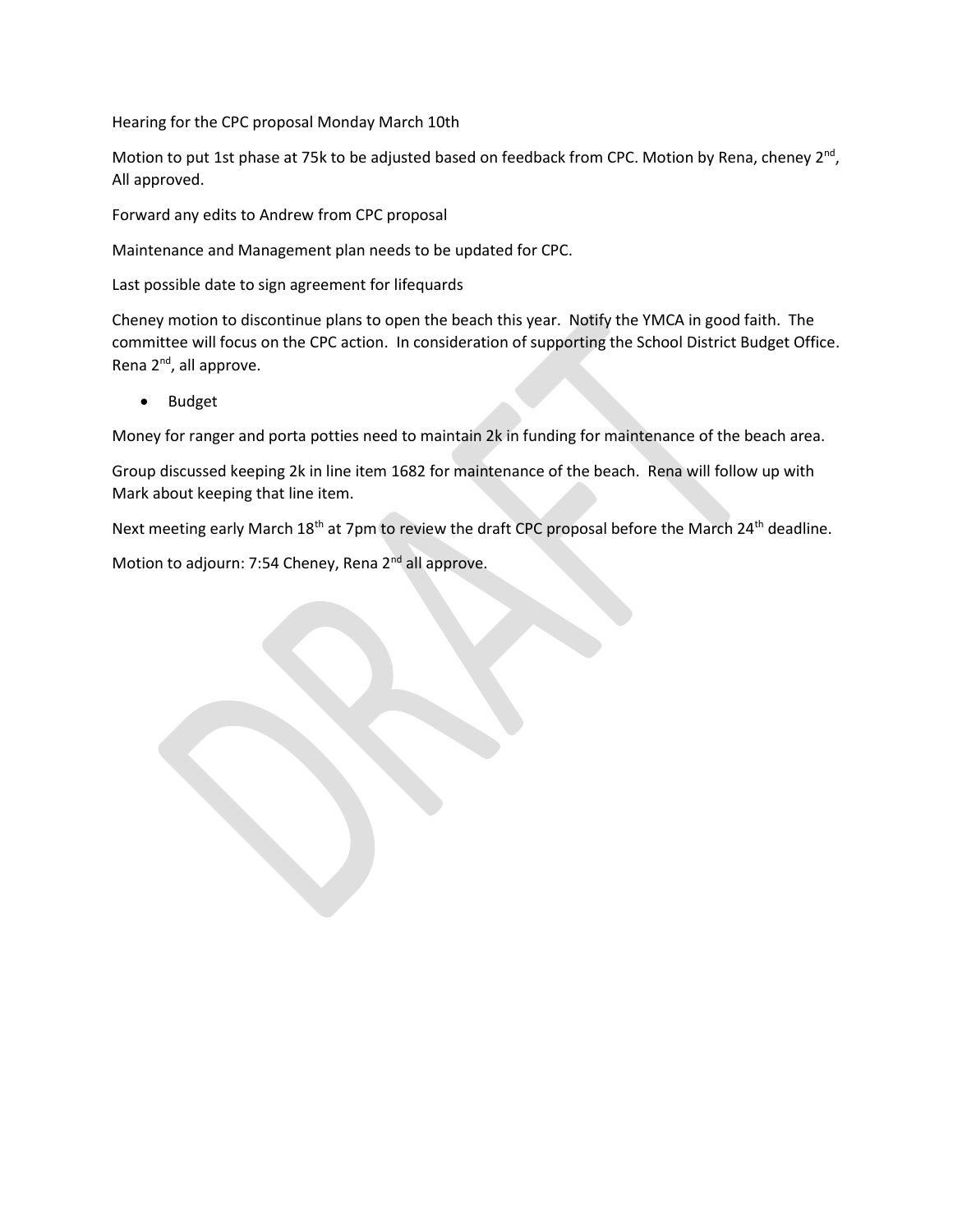Hearing for the CPC proposal Monday March 10th

Motion to put 1st phase at 75k to be adjusted based on feedback from CPC. Motion by Rena, cheney 2nd, All approved.

Forward any edits to Andrew from CPC proposal

Maintenance and Management plan needs to be updated for CPC.

Last possible date to sign agreement for lifeguards

Cheney motion to discontinue plans to open the beach this year. Notify the YMCA in good faith. The committee will focus on the CPC action. In consideration of supporting the School District Budget Office. Rena 2nd, all approve.

- Budget

Money for ranger and porta potties need to maintain 2k in funding for maintenance of the beach area.

Group discussed keeping 2k in line item 1682 for maintenance of the beach. Rena will follow up with Mark about keeping that line item.

Next meeting early March 18th at 7pm to review the draft CPC proposal before the March 24th deadline.

Motion to adjourn: 7:54 Cheney, Rena 2nd all approve.

DRAFT